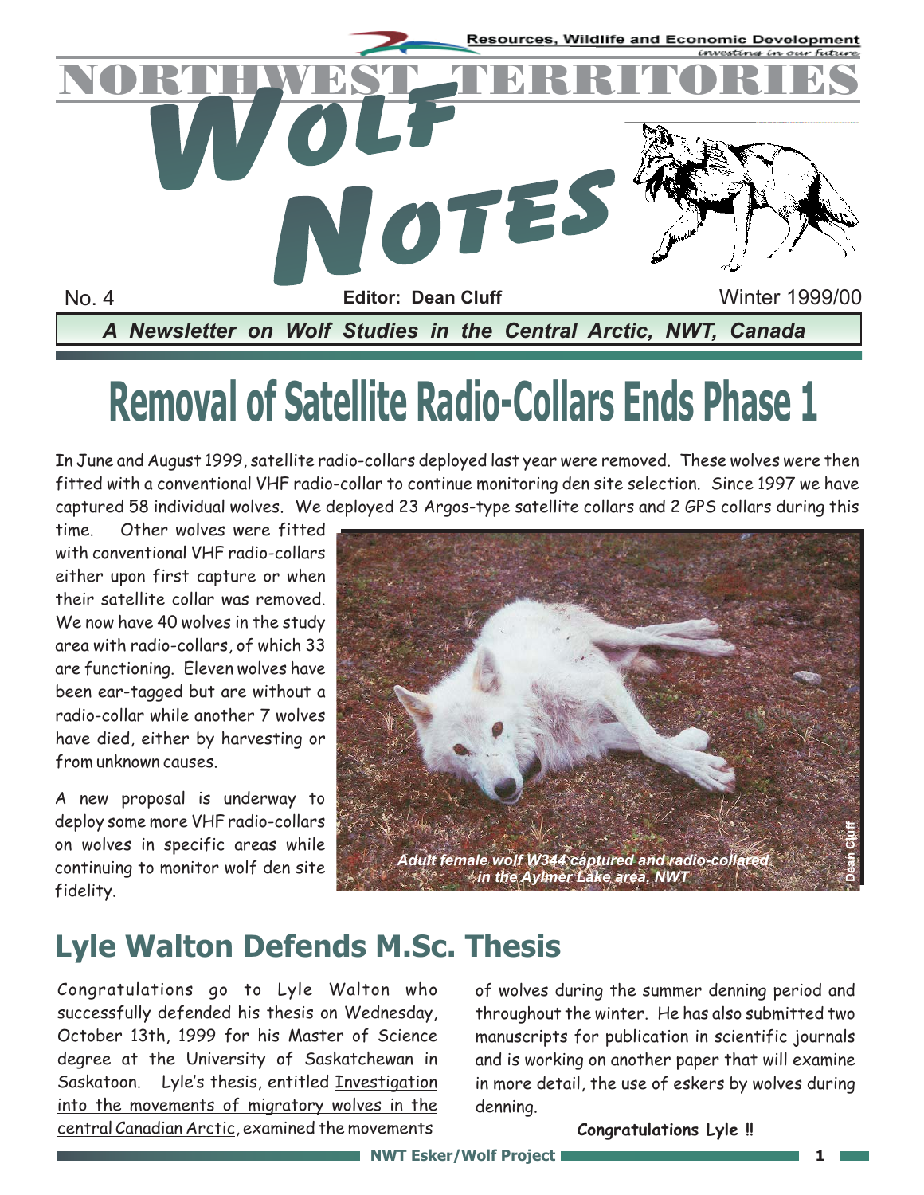Resources, Wildlife and Economic Development
*investing in our future*

# NORTHWEST TERRITORIES WOLF NOTES

No. 4 **Editor: Dean Cluff** Winter 1999/00

***A Newsletter on Wolf Studies in the Central Arctic, NWT, Canada***

# Removal of Satellite Radio-Collars Ends Phase 1

In June and August 1999, satellite radio-collars deployed last year were removed. These wolves were then fitted with a conventional VHF radio-collar to continue monitoring den site selection. Since 1997 we have captured 58 individual wolves. We deployed 23 Argos-type satellite collars and 2 GPS collars during this time. Other wolves were fitted with conventional VHF radio-collars either upon first capture or when their satellite collar was removed. We now have 40 wolves in the study area with radio-collars, of which 33 are functioning. Eleven wolves have been ear-tagged but are without a radio-collar while another 7 wolves have died, either by harvesting or from unknown causes.

A new proposal is underway to deploy some more VHF radio-collars on wolves in specific areas while continuing to monitor wolf den site fidelity.

*Adult female wolf W344 captured and radio-collared in the Aylmer Lake area, NWT*

Dean Cluff

## Lyle Walton Defends M.Sc. Thesis

Congratulations go to Lyle Walton who successfully defended his thesis on Wednesday, October 13th, 1999 for his Master of Science degree at the University of Saskatchewan in Saskatoon. Lyle's thesis, entitled Investigation into the movements of migratory wolves in the central Canadian Arctic, examined the movements of wolves during the summer denning period and throughout the winter. He has also submitted two manuscripts for publication in scientific journals and is working on another paper that will examine in more detail, the use of eskers by wolves during denning.

**Congratulations Lyle !!**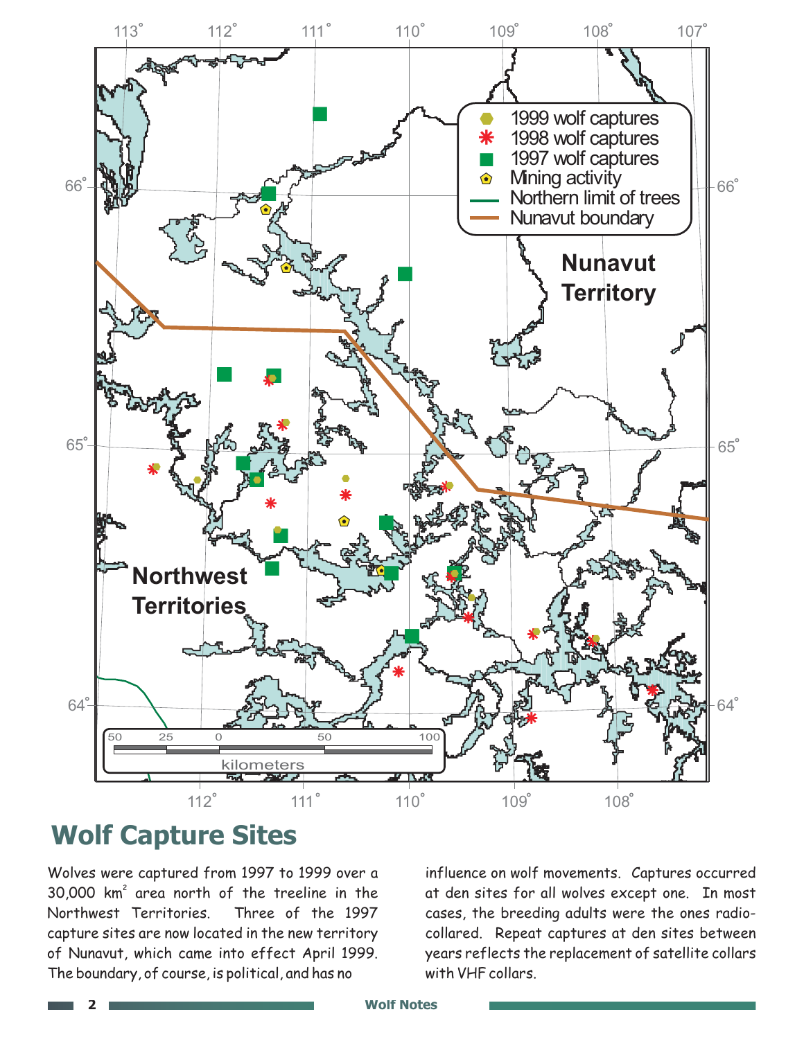113° 112° 111° 110° 109° 108° 107°

1999 wolf captures
1998 wolf captures
1997 wolf captures
Mining activity
Northern limit of trees
Nunavut boundary

66°

Nunavut Territory

65°

Northwest Territories

64°

50 25 0 50 100
kilometers

112° 111° 110° 109° 108°

# Wolf Capture Sites

Wolves were captured from 1997 to 1999 over a 30,000 km$^2$ area north of the treeline in the Northwest Territories. Three of the 1997 capture sites are now located in the new territory of Nunavut, which came into effect April 1999. The boundary, of course, is political, and has no influence on wolf movements. Captures occurred at den sites for all wolves except one. In most cases, the breeding adults were the ones radio-collared. Repeat captures at den sites between years reflects the replacement of satellite collars with VHF collars.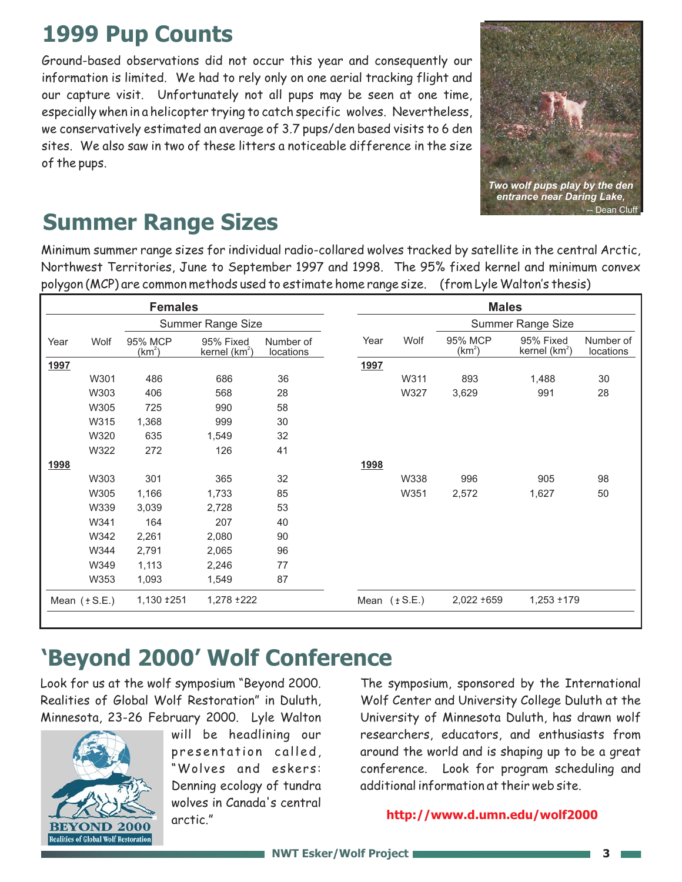## 1999 Pup Counts

Ground-based observations did not occur this year and consequently our information is limited. We had to rely only on one aerial tracking flight and our capture visit. Unfortunately not all pups may be seen at one time, especially when in a helicopter trying to catch specific wolves. Nevertheless, we conservatively estimated an average of 3.7 pups/den based visits to 6 den sites. We also saw in two of these litters a noticeable difference in the size of the pups.

*Two wolf pups play by the den entrance near Daring Lake,*
-- Dean Cluff

## Summer Range Sizes

Minimum summer range sizes for individual radio-collared wolves tracked by satellite in the central Arctic, Northwest Territories, June to September 1997 and 1998. The 95% fixed kernel and minimum convex polygon (MCP) are common methods used to estimate home range size. (from Lyle Walton's thesis)

**Females**

| Year | Wolf | Summer Range Size: 95% MCP ($km^2$) | Summer Range Size: 95% Fixed kernel ($km^2$) | Summer Range Size: Number of locations |
|---|---|---|---|---|
| **1997** | | | | |
| | W301 | 486 | 686 | 36 |
| | W303 | 406 | 568 | 28 |
| | W305 | 725 | 990 | 58 |
| | W315 | 1,368 | 999 | 30 |
| | W320 | 635 | 1,549 | 32 |
| | W322 | 272 | 126 | 41 |
| **1998** | | | | |
| | W303 | 301 | 365 | 32 |
| | W305 | 1,166 | 1,733 | 85 |
| | W339 | 3,039 | 2,728 | 53 |
| | W341 | 164 | 207 | 40 |
| | W342 | 2,261 | 2,080 | 90 |
| | W344 | 2,791 | 2,065 | 96 |
| | W349 | 1,113 | 2,246 | 77 |
| | W353 | 1,093 | 1,549 | 87 |
| Mean (± S.E.) | | 1,130 ±251 | 1,278 ±222 | |

**Males**

| Year | Wolf | Summer Range Size: 95% MCP ($km^2$) | Summer Range Size: 95% Fixed kernel ($km^2$) | Summer Range Size: Number of locations |
|---|---|---|---|---|
| **1997** | | | | |
| | W311 | 893 | 1,488 | 30 |
| | W327 | 3,629 | 991 | 28 |
| **1998** | | | | |
| | W338 | 996 | 905 | 98 |
| | W351 | 2,572 | 1,627 | 50 |
| Mean (± S.E.) | | 2,022 ±659 | 1,253 ±179 | |

## 'Beyond 2000' Wolf Conference

Look for us at the wolf symposium "Beyond 2000. Realities of Global Wolf Restoration" in Duluth, Minnesota, 23-26 February 2000. Lyle Walton will be headlining our presentation called, "Wolves and eskers: Denning ecology of tundra wolves in Canada's central arctic."

BEYOND 2000
Realities of Global Wolf Restoration

The symposium, sponsored by the International Wolf Center and University College Duluth at the University of Minnesota Duluth, has drawn wolf researchers, educators, and enthusiasts from around the world and is shaping up to be a great conference. Look for program scheduling and additional information at their web site.

**http://www.d.umn.edu/wolf2000**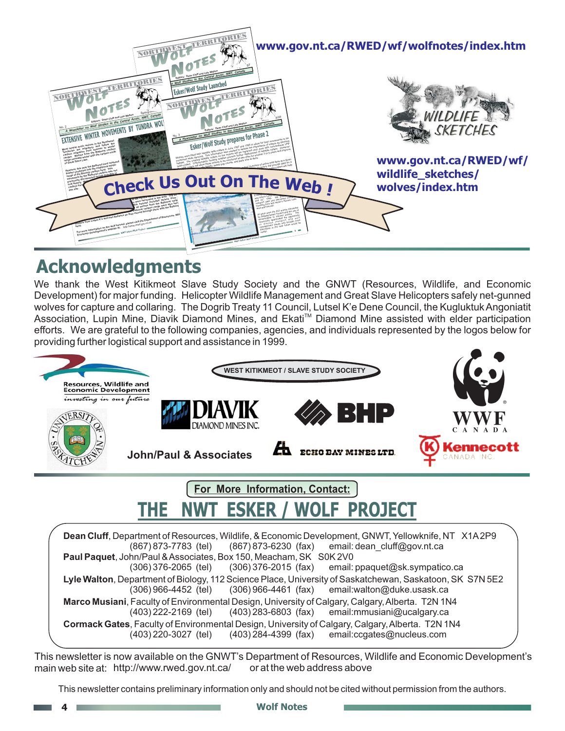www.gov.nt.ca/RWED/wf/wolfnotes/index.htm

**Check Us Out On The Web !**

www.gov.nt.ca/RWED/wf/wildlife_sketches/wolves/index.htm

## Acknowledgments

We thank the West Kitikmeot Slave Study Society and the GNWT (Resources, Wildlife, and Economic Development) for major funding. Helicopter Wildlife Management and Great Slave Helicopters safely net-gunned wolves for capture and collaring. The Dogrib Treaty 11 Council, Lutsel K'e Dene Council, the Kugluktuk Angoniatit Association, Lupin Mine, Diavik Diamond Mines, and Ekati™ Diamond Mine assisted with elder participation efforts. We are grateful to the following companies, agencies, and individuals represented by the logos below for providing further logistical support and assistance in 1999.

Resources, Wildlife and Economic Development — *investing in our future*

WEST KITIKMEOT / SLAVE STUDY SOCIETY

DIAVIK DIAMOND MINES INC.

BHP

WWF CANADA

University of Saskatchewan

John/Paul & Associates

ECHO BAY MINES LTD.

Kennecott CANADA INC.

**For More Information, Contact:**

## THE NWT ESKER / WOLF PROJECT

**Dean Cluff**, Department of Resources, Wildlife, & Economic Development, GNWT, Yellowknife, NT X1A 2P9
(867) 873-7783 (tel) (867) 873-6230 (fax) email: dean_cluff@gov.nt.ca

**Paul Paquet**, John/Paul & Associates, Box 150, Meacham, SK S0K 2V0
(306) 376-2065 (tel) (306) 376-2015 (fax) email: ppaquet@sk.sympatico.ca

**Lyle Walton**, Department of Biology, 112 Science Place, University of Saskatchewan, Saskatoon, SK S7N 5E2
(306) 966-4452 (tel) (306) 966-4461 (fax) email:walton@duke.usask.ca

**Marco Musiani**, Faculty of Environmental Design, University of Calgary, Calgary, Alberta. T2N 1N4
(403) 222-2169 (tel) (403) 283-6803 (fax) email:mmusiani@ucalgary.ca

**Cormack Gates**, Faculty of Environmental Design, University of Calgary, Calgary, Alberta. T2N 1N4
(403) 220-3027 (tel) (403) 284-4399 (fax) email:ccgates@nucleus.com

This newsletter is now available on the GNWT's Department of Resources, Wildlife and Economic Development's main web site at: http://www.rwed.gov.nt.ca/ or at the web address above

This newsletter contains preliminary information only and should not be cited without permission from the authors.